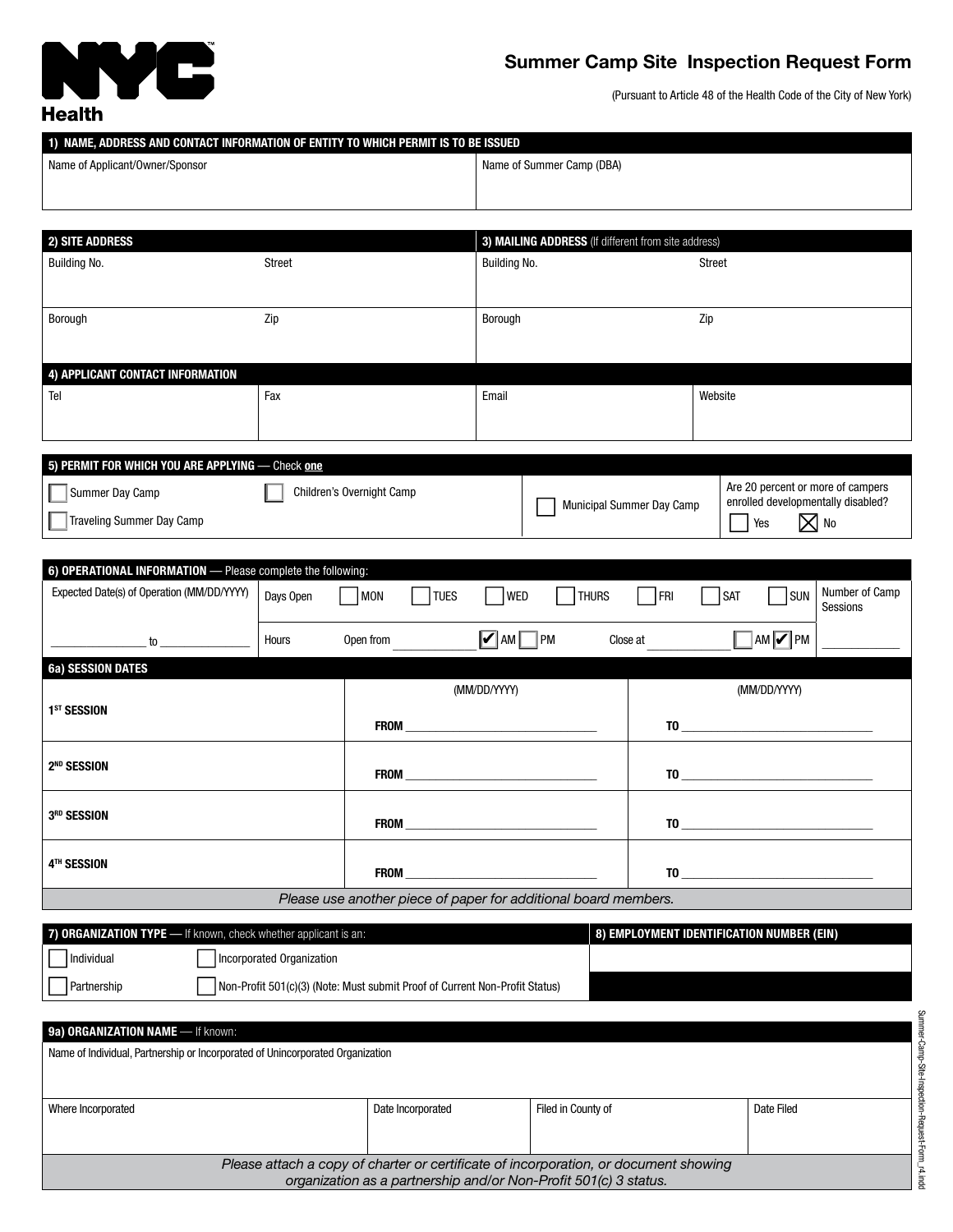NYC Health

# Summer Camp Site Inspection Request Form

(Pursuant to Article 48 of the Health Code of the City of New York)

## 1) NAME, ADDRESS AND CONTACT INFORMATION OF ENTITY TO WHICH PERMIT IS TO BE ISSUED

| Name of Applicant/Owner/Sponsor | Name of Summer Camp (DBA) |
|---|---|
| | |

## 2) SITE ADDRESS

| Building No. | Street |
|---|---|
| | |
| **Borough** | **Zip** |
| | |

## 3) MAILING ADDRESS (If different from site address)

| Building No. | Street |
|---|---|
| | |
| **Borough** | **Zip** |
| | |

## 4) APPLICANT CONTACT INFORMATION

| Tel | Fax | Email | Website |
|---|---|---|---|
| | | | |

## 5) PERMIT FOR WHICH YOU ARE APPLYING — Check **one**

☐ Summer Day Camp ☐ Children's Overnight Camp ☐ Municipal Summer Day Camp

☐ Traveling Summer Day Camp

Are 20 percent or more of campers enrolled developmentally disabled? ☐ Yes ☒ No

## 6) OPERATIONAL INFORMATION — Please complete the following:

| Expected Date(s) of Operation (MM/DD/YYYY) | Days Open | ☐ MON ☐ TUES ☐ WED ☐ THURS ☐ FRI ☐ SAT ☐ SUN | Number of Camp Sessions |
|---|---|---|---|
| _______ to _______ | Hours | Open from _______ ☑ AM ☐ PM Close at _______ ☐ AM ☑ PM | _______ |

## 6a) SESSION DATES

| | (MM/DD/YYYY) | (MM/DD/YYYY) |
|---|---|---|
| 1ST SESSION | FROM _______ | TO _______ |
| 2ND SESSION | FROM _______ | TO _______ |
| 3RD SESSION | FROM _______ | TO _______ |
| 4TH SESSION | FROM _______ | TO _______ |

*Please use another piece of paper for additional board members.*

## 7) ORGANIZATION TYPE — If known, check whether applicant is an:

☐ Individual ☐ Incorporated Organization

☐ Partnership ☐ Non-Profit 501(c)(3) (Note: Must submit Proof of Current Non-Profit Status)

## 8) EMPLOYMENT IDENTIFICATION NUMBER (EIN)

## 9a) ORGANIZATION NAME — If known:

Name of Individual, Partnership or Incorporated of Unincorporated Organization

| Where Incorporated | Date Incorporated | Filed in County of | Date Filed |
|---|---|---|---|
| | | | |

*Please attach a copy of charter or certificate of incorporation, or document showing organization as a partnership and/or Non-Profit 501(c) 3 status.*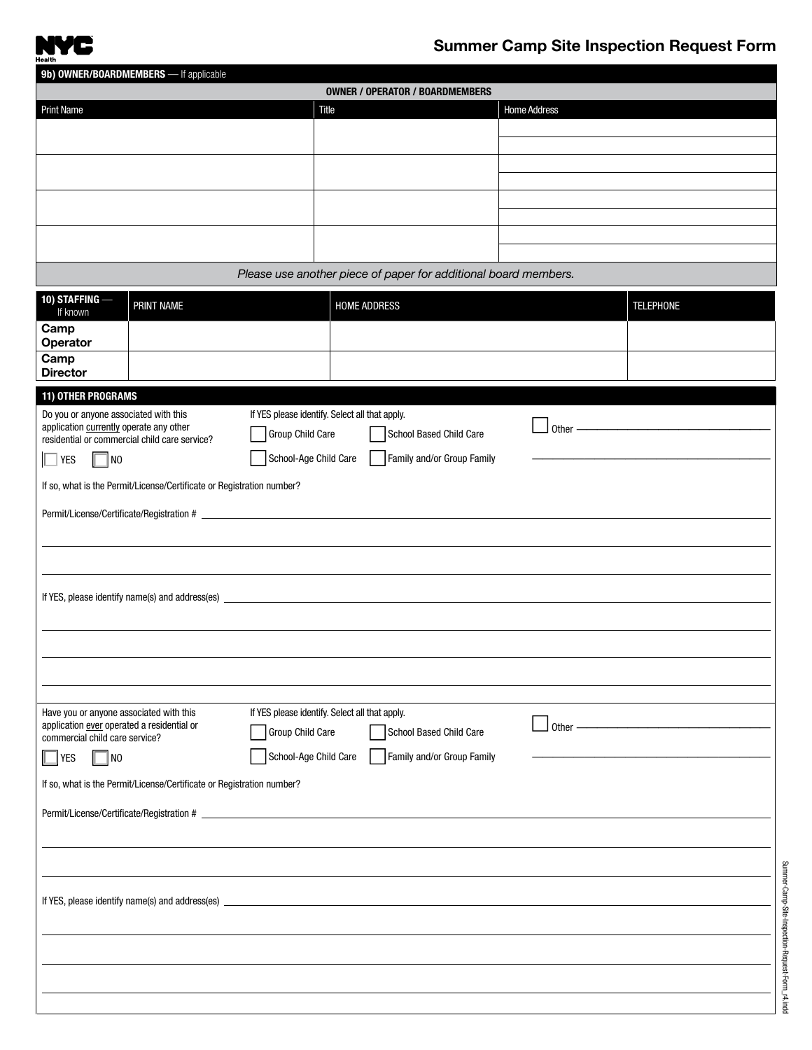# Summary Camp Site Inspection Request Form

## 9b) OWNER/BOARDMEMBERS — If applicable

| OWNER / OPERATOR / BOARDMEMBERS | | |
|---|---|---|
| Print Name | Title | Home Address |
| | | |
| | | |
| | | |
| | | |

*Please use another piece of paper for additional board members.*

## 10) STAFFING — If known

| | PRINT NAME | HOME ADDRESS | TELEPHONE |
|---|---|---|---|
| **Camp Operator** | | | |
| **Camp Director** | | | |

## 11) OTHER PROGRAMS

Do you or anyone associated with this application currently operate any other residential or commercial child care service?

☐ YES ☐ NO

If YES please identify. Select all that apply.

☐ Group Child Care ☐ School Based Child Care ☐ Other ________________

☐ School-Age Child Care ☐ Family and/or Group Family

If so, what is the Permit/License/Certificate or Registration number?

Permit/License/Certificate/Registration # ________________

If YES, please identify name(s) and address(es) ________________

Have you or anyone associated with this application ever operated a residential or commercial child care service?

☐ YES ☐ NO

If YES please identify. Select all that apply.

☐ Group Child Care ☐ School Based Child Care ☐ Other ________________

☐ School-Age Child Care ☐ Family and/or Group Family

If so, what is the Permit/License/Certificate or Registration number?

Permit/License/Certificate/Registration # ________________

If YES, please identify name(s) and address(es) ________________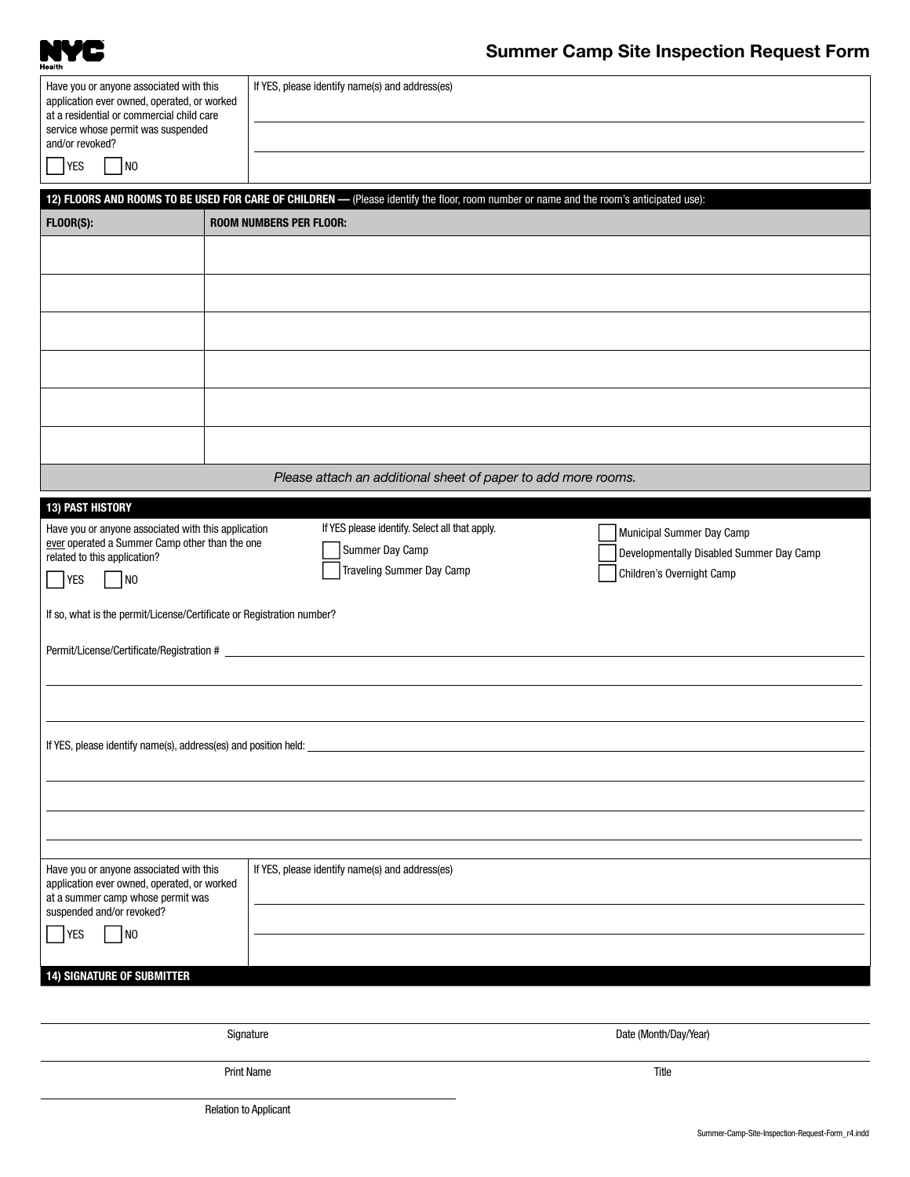# Summary Camp Site Inspection Request Form

| | |
|---|---|
| Have you or anyone associated with this application ever owned, operated, or worked at a residential or commercial child care service whose permit was suspended and/or revoked?<br>☐ YES ☐ NO | If YES, please identify name(s) and address(es) |

## 12) FLOORS AND ROOMS TO BE USED FOR CARE OF CHILDREN — (Please identify the floor, room number or name and the room's anticipated use):

| FLOOR(S): | ROOM NUMBERS PER FLOOR: |
|---|---|
| | |
| | |
| | |
| | |
| | |
| | |

*Please attach an additional sheet of paper to add more rooms.*

## 13) PAST HISTORY

Have you or anyone associated with this application ever operated a Summer Camp other than the one related to this application?

☐ YES ☐ NO

If YES please identify. Select all that apply.

☐ Summer Day Camp
☐ Traveling Summer Day Camp
☐ Municipal Summer Day Camp
☐ Developmentally Disabled Summer Day Camp
☐ Children's Overnight Camp

If so, what is the permit/License/Certificate or Registration number?

Permit/License/Certificate/Registration # ______________________

If YES, please identify name(s), address(es) and position held: ______________________

| | |
|---|---|
| Have you or anyone associated with this application ever owned, operated, or worked at a summer camp whose permit was suspended and/or revoked?<br>☐ YES ☐ NO | If YES, please identify name(s) and address(es) |

## 14) SIGNATURE OF SUBMITTER

______________________ Signature

______________________ Date (Month/Day/Year)

______________________ Print Name

______________________ Title

______________________ Relation to Applicant